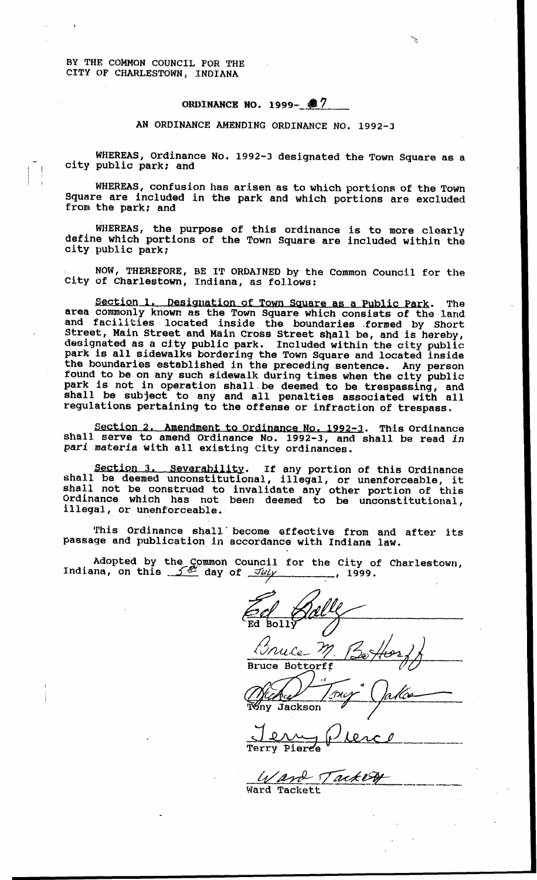BY THE COMMON COUNCIL FOR THE
CITY OF CHARLESTOWN, INDIANA

## ORDINANCE NO. 1999-07

### AN ORDINANCE AMENDING ORDINANCE NO. 1992-3

WHEREAS, Ordinance No. 1992-3 designated the Town Square as a city public park; and

WHEREAS, confusion has arisen as to which portions of the Town Square are included in the park and which portions are excluded from the park; and

WHEREAS, the purpose of this ordinance is to more clearly define which portions of the Town Square are included within the city public park;

NOW, THEREFORE, BE IT ORDAINED by the Common Council for the City of Charlestown, Indiana, as follows:

Section 1. Designation of Town Square as a Public Park. The area commonly known as the Town Square which consists of the land and facilities located inside the boundaries formed by Short Street, Main Street and Main Cross Street shall be, and is hereby, designated as a city public park. Included within the city public park is all sidewalks bordering the Town Square and located inside the boundaries established in the preceding sentence. Any person found to be on any such sidewalk during times when the city public park is not in operation shall be deemed to be trespassing, and shall be subject to any and all penalties associated with all regulations pertaining to the offense or infraction of trespass.

Section 2. Amendment to Ordinance No. 1992-3. This Ordinance shall serve to amend Ordinance No. 1992-3, and shall be read *in pari materia* with all existing City ordinances.

Section 3. Severability. If any portion of this Ordinance shall be deemed unconstitutional, illegal, or unenforceable, it shall not be construed to invalidate any other portion of this Ordinance which has not been deemed to be unconstitutional, illegal, or unenforceable.

This Ordinance shall become effective from and after its passage and publication in accordance with Indiana law.

Adopted by the Common Council for the City of Charlestown, Indiana, on this 5th day of July, 1999.

Ed Bolly

Bruce Bottorff

Tony Jackson

Terry Pierce

Ward Tackett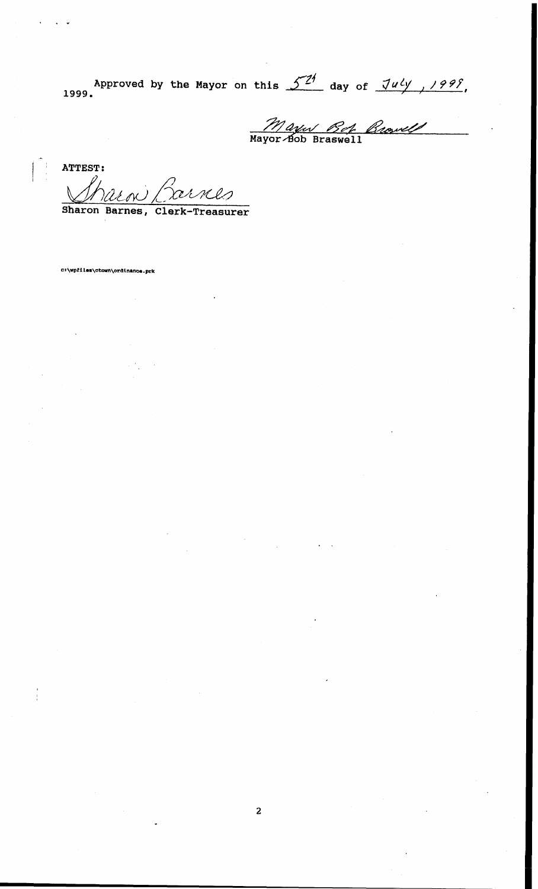1999. Approved by the Mayor on this 5th day of July, 1999.

Mayor Bob Braswell

Mayor Bob Braswell

ATTEST:

Sharon Barnes

Sharon Barnes, Clerk-Treasurer

c:\wpfiles\ctown\ordinance.prk